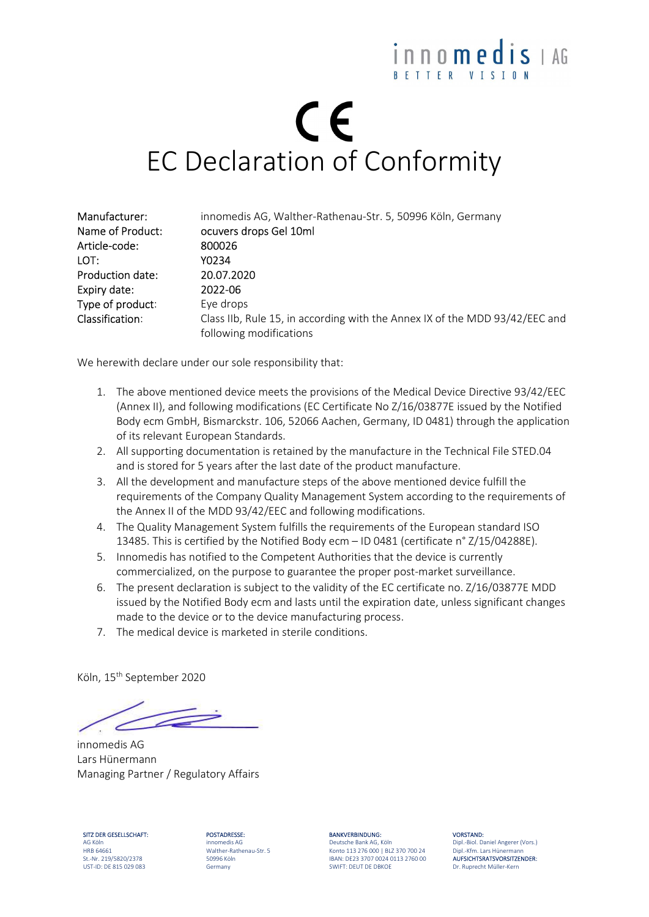innomedis | AG
BETTER VISION

# CE

# EC Declaration of Conformity

| | |
|---|---|
| Manufacturer: | innomedis AG, Walther-Rathenau-Str. 5, 50996 Köln, Germany |
| Name of Product: | ocuvers drops Gel 10ml |
| Article-code: | 800026 |
| LOT: | Y0234 |
| Production date: | 20.07.2020 |
| Expiry date: | 2022-06 |
| Type of product: | Eye drops |
| Classification: | Class IIb, Rule 15, in according with the Annex IX of the MDD 93/42/EEC and following modifications |

We herewith declare under our sole responsibility that:

1. The above mentioned device meets the provisions of the Medical Device Directive 93/42/EEC (Annex II), and following modifications (EC Certificate No Z/16/03877E issued by the Notified Body ecm GmbH, Bismarckstr. 106, 52066 Aachen, Germany, ID 0481) through the application of its relevant European Standards.
2. All supporting documentation is retained by the manufacture in the Technical File STED.04 and is stored for 5 years after the last date of the product manufacture.
3. All the development and manufacture steps of the above mentioned device fulfill the requirements of the Company Quality Management System according to the requirements of the Annex II of the MDD 93/42/EEC and following modifications.
4. The Quality Management System fulfills the requirements of the European standard ISO 13485. This is certified by the Notified Body ecm – ID 0481 (certificate n° Z/15/04288E).
5. Innomedis has notified to the Competent Authorities that the device is currently commercialized, on the purpose to guarantee the proper post-market surveillance.
6. The present declaration is subject to the validity of the EC certificate no. Z/16/03877E MDD issued by the Notified Body ecm and lasts until the expiration date, unless significant changes made to the device or to the device manufacturing process.
7. The medical device is marketed in sterile conditions.

Köln, 15th September 2020

innomedis AG
Lars Hünermann
Managing Partner / Regulatory Affairs

SITZ DER GESELLSCHAFT:
AG Köln
HRB 64661
St.-Nr. 219/5820/2378
UST-ID: DE 815 029 083

POSTADRESSE:
innomedis AG
Walther-Rathenau-Str. 5
50996 Köln
Germany

BANKVERBINDUNG:
Deutsche Bank AG, Köln
Konto 113 276 000 | BLZ 370 700 24
IBAN: DE23 3707 0024 0113 2760 00
SWIFT: DEUT DE DBKOE

VORSTAND:
Dipl.-Biol. Daniel Angerer (Vors.)
Dipl.-Kfm. Lars Hünermann
AUFSICHTSRATSVORSITZENDER:
Dr. Ruprecht Müller-Kern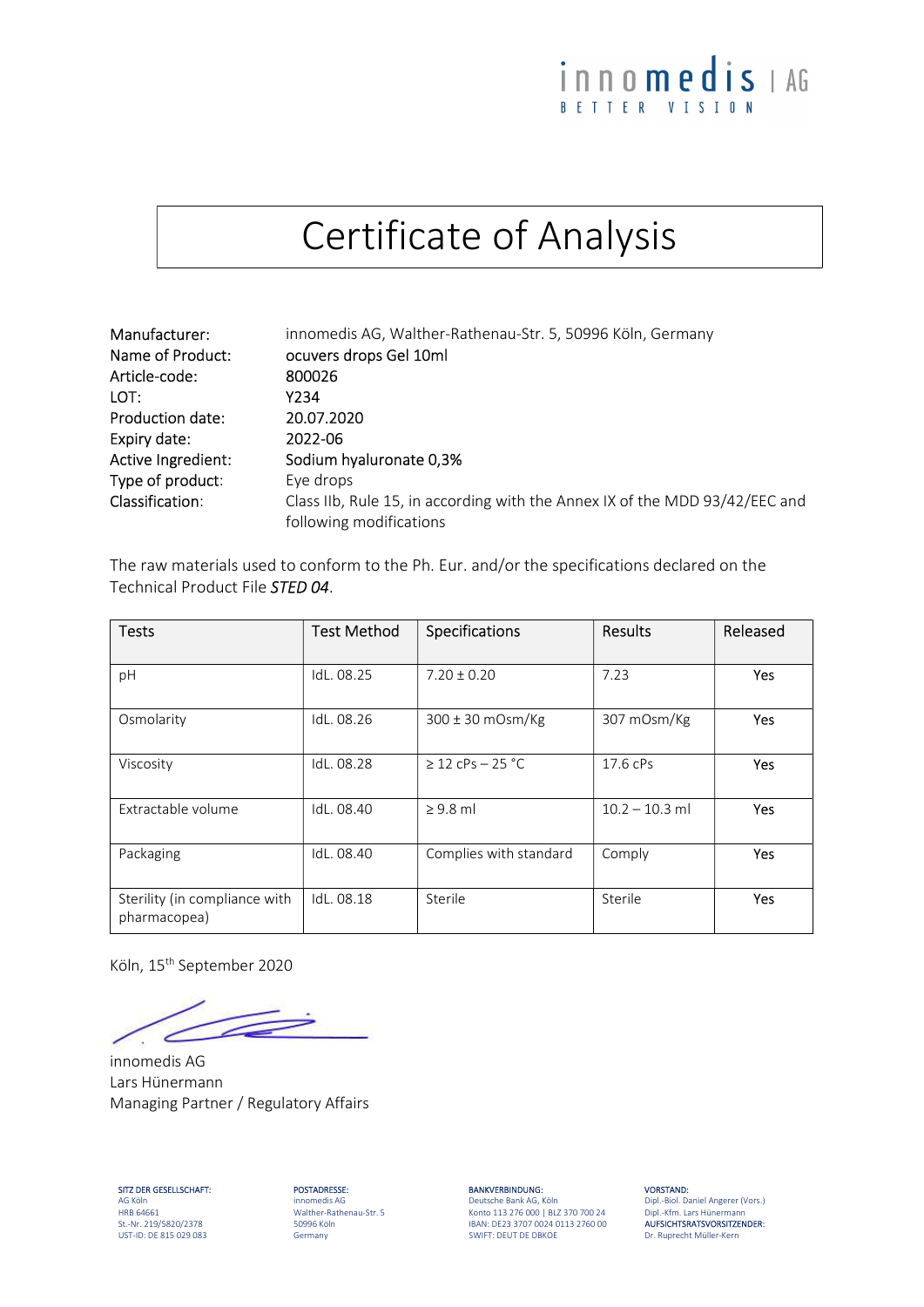innomedis | AG
BETTER VISION

# Certificate of Analysis

Manufacturer: innomedis AG, Walther-Rathenau-Str. 5, 50996 Köln, Germany
Name of Product: ocuvers drops Gel 10ml
Article-code: 800026
LOT: Y234
Production date: 20.07.2020
Expiry date: 2022-06
Active Ingredient: Sodium hyaluronate 0,3%
Type of product: Eye drops
Classification: Class IIb, Rule 15, in according with the Annex IX of the MDD 93/42/EEC and following modifications

The raw materials used to conform to the Ph. Eur. and/or the specifications declared on the Technical Product File *STED 04*.

| Tests | Test Method | Specifications | Results | Released |
|---|---|---|---|---|
| pH | IdL. 08.25 | 7.20 ± 0.20 | 7.23 | Yes |
| Osmolarity | IdL. 08.26 | 300 ± 30 mOsm/Kg | 307 mOsm/Kg | Yes |
| Viscosity | IdL. 08.28 | ≥ 12 cPs – 25 °C | 17.6 cPs | Yes |
| Extractable volume | IdL. 08.40 | ≥ 9.8 ml | 10.2 – 10.3 ml | Yes |
| Packaging | IdL. 08.40 | Complies with standard | Comply | Yes |
| Sterility (in compliance with pharmacopea) | IdL. 08.18 | Sterile | Sterile | Yes |

Köln, 15th September 2020

innomedis AG
Lars Hünermann
Managing Partner / Regulatory Affairs

SITZ DER GESELLSCHAFT:
AG Köln
HRB 64661
St.-Nr. 219/5820/2378
UST-ID: DE 815 029 083

POSTADRESSE:
innomedis AG
Walther-Rathenau-Str. 5
50996 Köln
Germany

BANKVERBINDUNG:
Deutsche Bank AG, Köln
Konto 113 276 000 | BLZ 370 700 24
IBAN: DE23 3707 0024 0113 2760 00
SWIFT: DEUT DE DBKOE

VORSTAND:
Dipl.-Biol. Daniel Angerer (Vors.)
Dipl.-Kfm. Lars Hünermann
AUFSICHTSRATSVORSITZENDER:
Dr. Ruprecht Müller-Kern